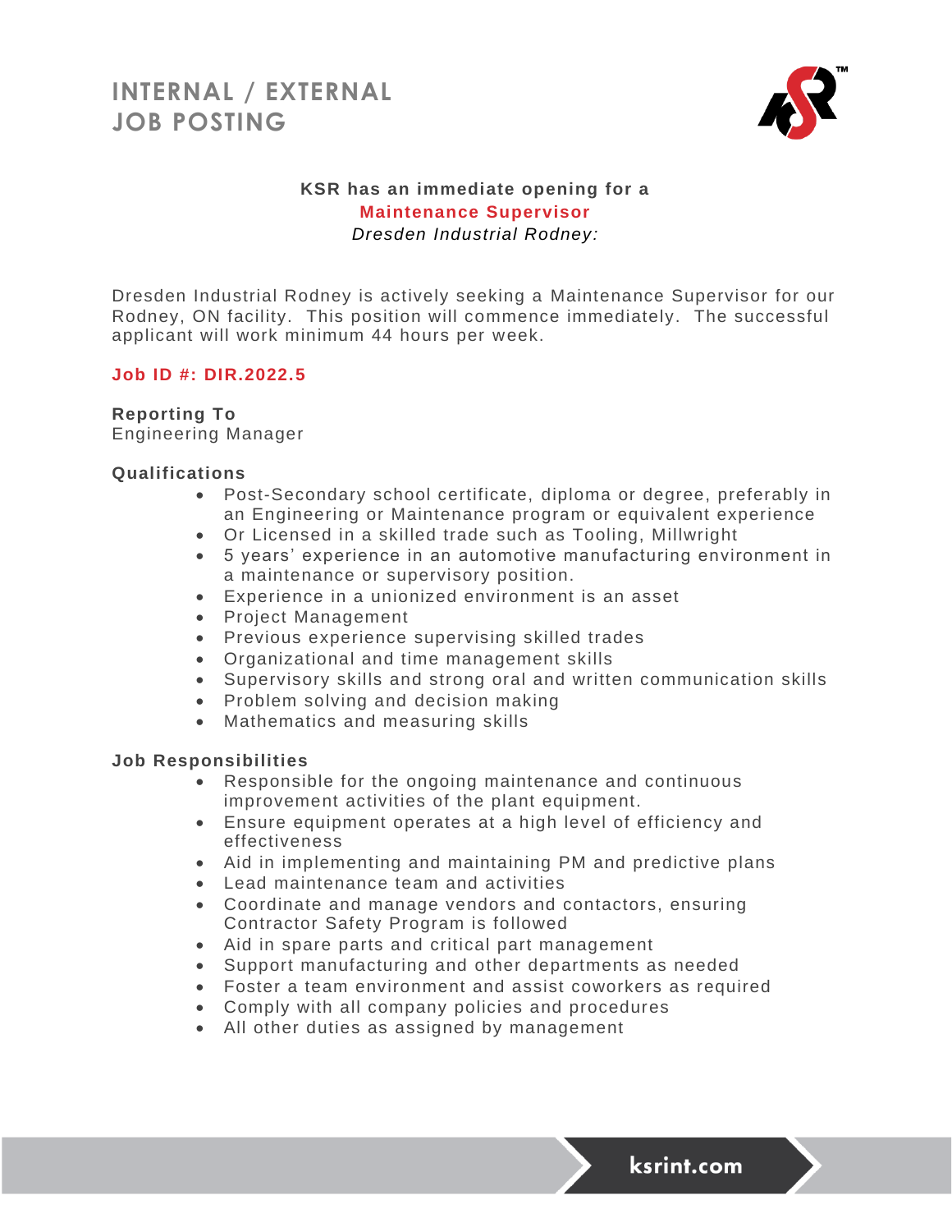# INTERNAL / EXTERNAL JOB POSTING

**KSR has an immediate opening for a**

**Maintenance Supervisor**

*Dresden Industrial Rodney:*

Dresden Industrial Rodney is actively seeking a Maintenance Supervisor for our Rodney, ON facility. This position will commence immediately. The successful applicant will work minimum 44 hours per week.

**Job ID #: DIR.2022.5**

**Reporting To**

Engineering Manager

**Qualifications**

- Post-Secondary school certificate, diploma or degree, preferably in an Engineering or Maintenance program or equivalent experience
- Or Licensed in a skilled trade such as Tooling, Millwright
- 5 years' experience in an automotive manufacturing environment in a maintenance or supervisory position.
- Experience in a unionized environment is an asset
- Project Management
- Previous experience supervising skilled trades
- Organizational and time management skills
- Supervisory skills and strong oral and written communication skills
- Problem solving and decision making
- Mathematics and measuring skills

**Job Responsibilities**

- Responsible for the ongoing maintenance and continuous improvement activities of the plant equipment.
- Ensure equipment operates at a high level of efficiency and effectiveness
- Aid in implementing and maintaining PM and predictive plans
- Lead maintenance team and activities
- Coordinate and manage vendors and contactors, ensuring Contractor Safety Program is followed
- Aid in spare parts and critical part management
- Support manufacturing and other departments as needed
- Foster a team environment and assist coworkers as required
- Comply with all company policies and procedures
- All other duties as assigned by management

ksrint.com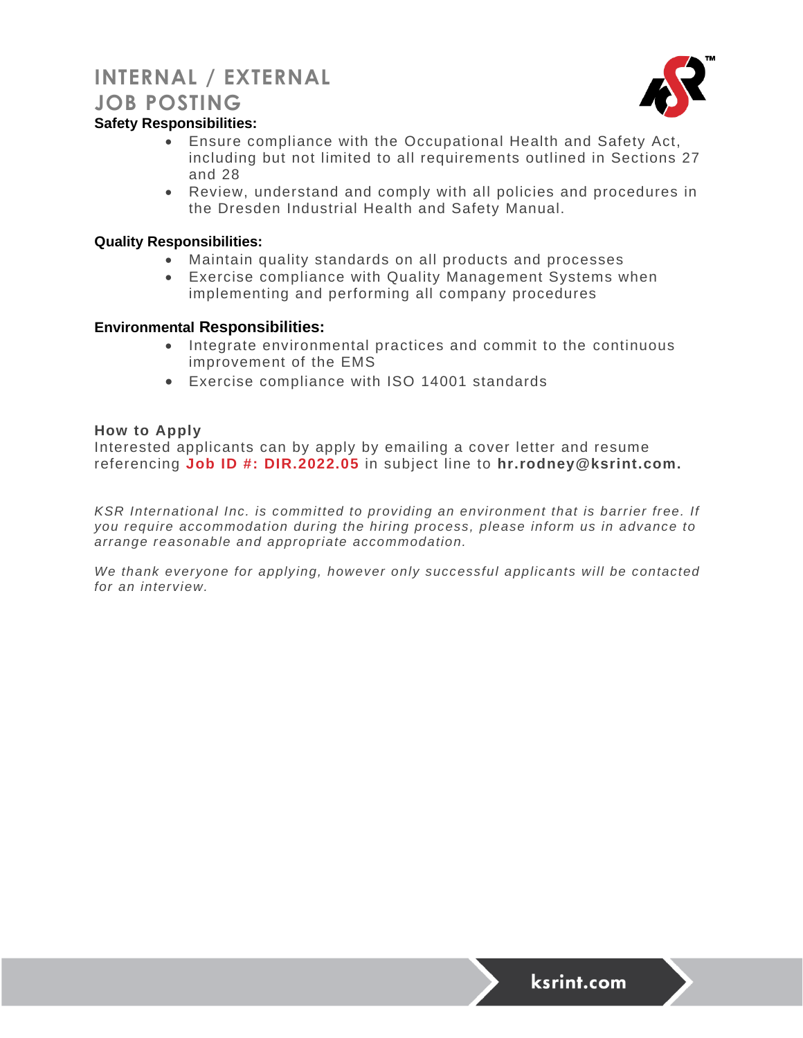# INTERNAL / EXTERNAL JOB POSTING

**Safety Responsibilities:**

- Ensure compliance with the Occupational Health and Safety Act, including but not limited to all requirements outlined in Sections 27 and 28
- Review, understand and comply with all policies and procedures in the Dresden Industrial Health and Safety Manual.

**Quality Responsibilities:**

- Maintain quality standards on all products and processes
- Exercise compliance with Quality Management Systems when implementing and performing all company procedures

**Environmental Responsibilities:**

- Integrate environmental practices and commit to the continuous improvement of the EMS
- Exercise compliance with ISO 14001 standards

**How to Apply**

Interested applicants can by apply by emailing a cover letter and resume referencing **Job ID #: DIR.2022.05** in subject line to **hr.rodney@ksrint.com.**

*KSR International Inc. is committed to providing an environment that is barrier free. If you require accommodation during the hiring process, please inform us in advance to arrange reasonable and appropriate accommodation.*

*We thank everyone for applying, however only successful applicants will be contacted for an interview.*